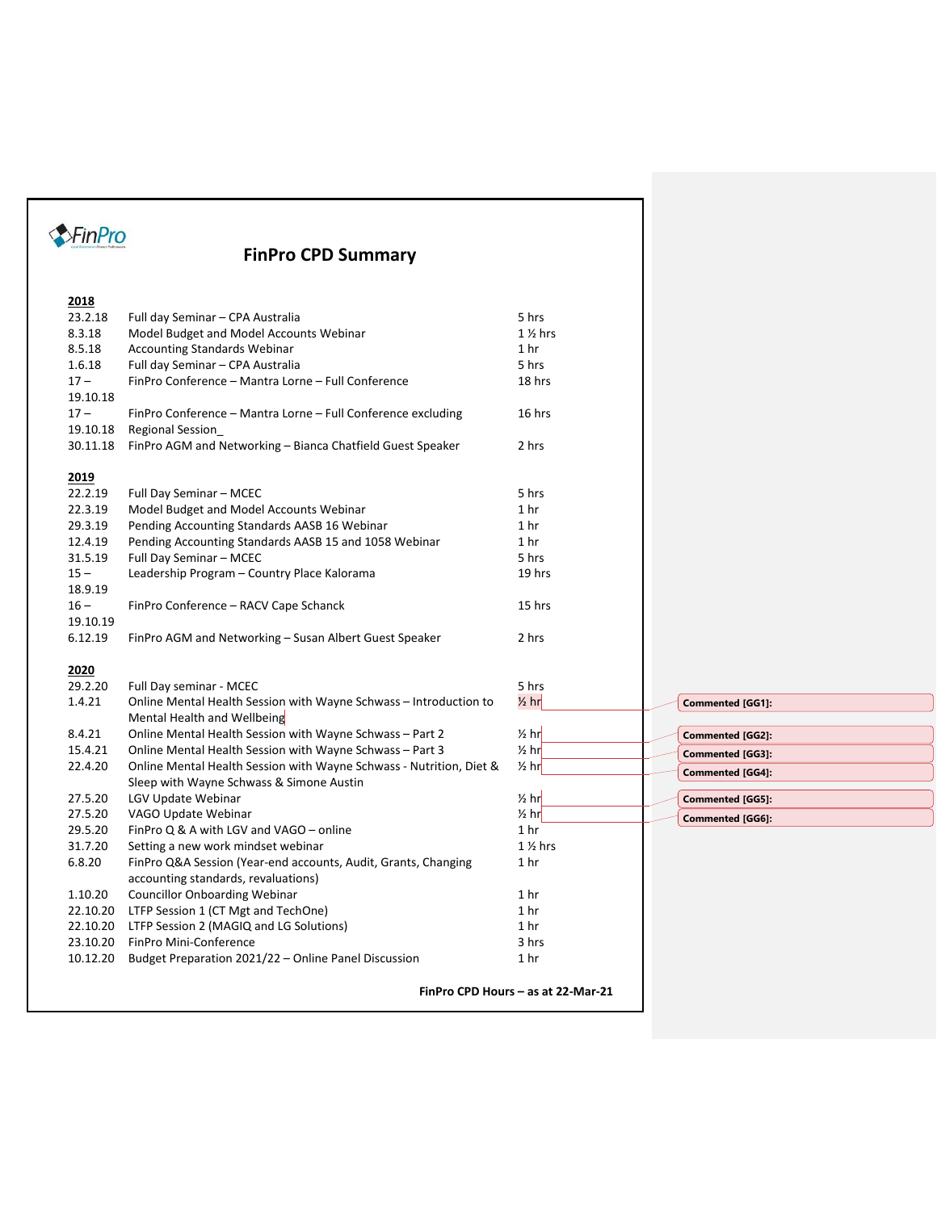# FinPro CPD Summary

**2018**

| Date | Event | Hours |
|---|---|---|
| 23.2.18 | Full day Seminar – CPA Australia | 5 hrs |
| 8.3.18 | Model Budget and Model Accounts Webinar | 1 ½ hrs |
| 8.5.18 | Accounting Standards Webinar | 1 hr |
| 1.6.18 | Full day Seminar – CPA Australia | 5 hrs |
| 17 – 19.10.18 | FinPro Conference – Mantra Lorne – Full Conference | 18 hrs |
| 17 – 19.10.18 | FinPro Conference – Mantra Lorne – Full Conference excluding Regional Session_ | 16 hrs |
| 30.11.18 | FinPro AGM and Networking – Bianca Chatfield Guest Speaker | 2 hrs |

**2019**

| Date | Event | Hours |
|---|---|---|
| 22.2.19 | Full Day Seminar – MCEC | 5 hrs |
| 22.3.19 | Model Budget and Model Accounts Webinar | 1 hr |
| 29.3.19 | Pending Accounting Standards AASB 16 Webinar | 1 hr |
| 12.4.19 | Pending Accounting Standards AASB 15 and 1058 Webinar | 1 hr |
| 31.5.19 | Full Day Seminar – MCEC | 5 hrs |
| 15 – 18.9.19 | Leadership Program – Country Place Kalorama | 19 hrs |
| 16 – 19.10.19 | FinPro Conference – RACV Cape Schanck | 15 hrs |
| 6.12.19 | FinPro AGM and Networking – Susan Albert Guest Speaker | 2 hrs |

**2020**

| Date | Event | Hours |
|---|---|---|
| 29.2.20 | Full Day seminar - MCEC | 5 hrs |
| 1.4.21 | Online Mental Health Session with Wayne Schwass – Introduction to Mental Health and Wellbeing | ½ hr |
| 8.4.21 | Online Mental Health Session with Wayne Schwass – Part 2 | ½ hr |
| 15.4.21 | Online Mental Health Session with Wayne Schwass – Part 3 | ½ hr |
| 22.4.20 | Online Mental Health Session with Wayne Schwass - Nutrition, Diet & Sleep with Wayne Schwass & Simone Austin | ½ hr |
| 27.5.20 | LGV Update Webinar | ½ hr |
| 27.5.20 | VAGO Update Webinar | ½ hr |
| 29.5.20 | FinPro Q & A with LGV and VAGO – online | 1 hr |
| 31.7.20 | Setting a new work mindset webinar | 1 ½ hrs |
| 6.8.20 | FinPro Q&A Session (Year-end accounts, Audit, Grants, Changing accounting standards, revaluations) | 1 hr |
| 1.10.20 | Councillor Onboarding Webinar | 1 hr |
| 22.10.20 | LTFP Session 1 (CT Mgt and TechOne) | 1 hr |
| 22.10.20 | LTFP Session 2 (MAGIQ and LG Solutions) | 1 hr |
| 23.10.20 | FinPro Mini-Conference | 3 hrs |
| 10.12.20 | Budget Preparation 2021/22 – Online Panel Discussion | 1 hr |

Commented [GG1]:

Commented [GG2]:

Commented [GG3]:

Commented [GG4]:

Commented [GG5]:

Commented [GG6]:

**FinPro CPD Hours – as at 22-Mar-21**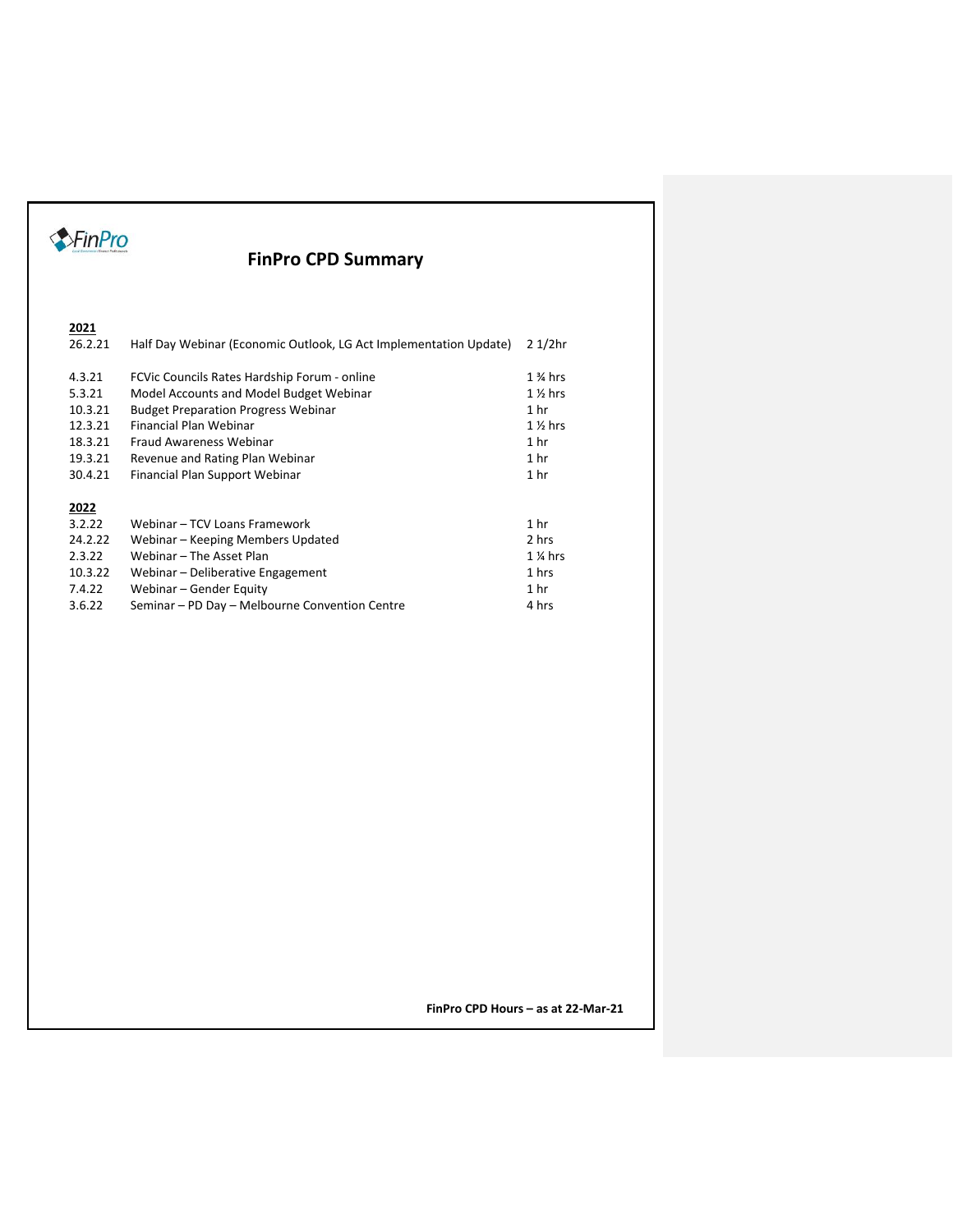# FinPro CPD Summary

**2021**

| | | |
|---|---|---|
| 26.2.21 | Half Day Webinar (Economic Outlook, LG Act Implementation Update) | 2 1/2hr |
| 4.3.21 | FCVic Councils Rates Hardship Forum - online | 1 ¾ hrs |
| 5.3.21 | Model Accounts and Model Budget Webinar | 1 ½ hrs |
| 10.3.21 | Budget Preparation Progress Webinar | 1 hr |
| 12.3.21 | Financial Plan Webinar | 1 ½ hrs |
| 18.3.21 | Fraud Awareness Webinar | 1 hr |
| 19.3.21 | Revenue and Rating Plan Webinar | 1 hr |
| 30.4.21 | Financial Plan Support Webinar | 1 hr |

**2022**

| | | |
|---|---|---|
| 3.2.22 | Webinar – TCV Loans Framework | 1 hr |
| 24.2.22 | Webinar – Keeping Members Updated | 2 hrs |
| 2.3.22 | Webinar – The Asset Plan | 1 ¼ hrs |
| 10.3.22 | Webinar – Deliberative Engagement | 1 hrs |
| 7.4.22 | Webinar – Gender Equity | 1 hr |
| 3.6.22 | Seminar – PD Day – Melbourne Convention Centre | 4 hrs |

**FinPro CPD Hours – as at 22-Mar-21**